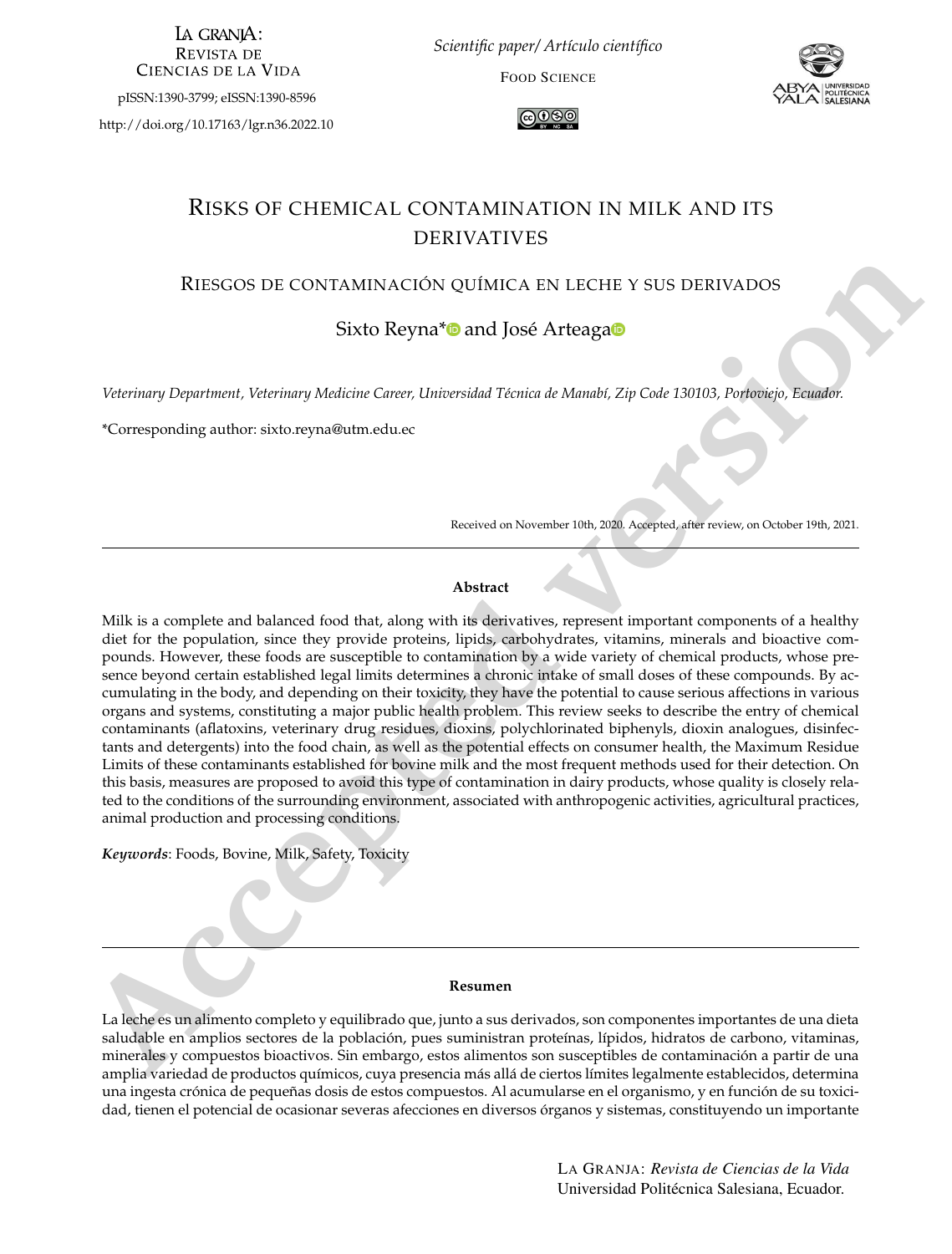La Granja: Revista de Ciencias de la Vida

pISSN:1390-3799; eISSN:1390-8596

http://doi.org/10.17163/lgr.n36.2022.10

*Scientific paper/ Artículo científico*

Food Science

# Risks of chemical contamination in milk and its derivatives

## Riesgos de contaminación química en leche y sus derivados

Sixto Reyna* and José Arteaga

*Veterinary Department, Veterinary Medicine Career, Universidad Técnica de Manabí, Zip Code 130103, Portoviejo, Ecuador.*

*Corresponding author: sixto.reyna@utm.edu.ec

Received on November 10th, 2020. Accepted, after review, on October 19th, 2021.

### Abstract

Milk is a complete and balanced food that, along with its derivatives, represent important components of a healthy diet for the population, since they provide proteins, lipids, carbohydrates, vitamins, minerals and bioactive compounds. However, these foods are susceptible to contamination by a wide variety of chemical products, whose presence beyond certain established legal limits determines a chronic intake of small doses of these compounds. By accumulating in the body, and depending on their toxicity, they have the potential to cause serious affections in various organs and systems, constituting a major public health problem. This review seeks to describe the entry of chemical contaminants (aflatoxins, veterinary drug residues, dioxins, polychlorinated biphenyls, dioxin analogues, disinfectants and detergents) into the food chain, as well as the potential effects on consumer health, the Maximum Residue Limits of these contaminants established for bovine milk and the most frequent methods used for their detection. On this basis, measures are proposed to avoid this type of contamination in dairy products, whose quality is closely related to the conditions of the surrounding environment, associated with anthropogenic activities, agricultural practices, animal production and processing conditions.

***Keywords***: Foods, Bovine, Milk, Safety, Toxicity

### Resumen

La leche es un alimento completo y equilibrado que, junto a sus derivados, son componentes importantes de una dieta saludable en amplios sectores de la población, pues suministran proteínas, lípidos, hidratos de carbono, vitaminas, minerales y compuestos bioactivos. Sin embargo, estos alimentos son susceptibles de contaminación a partir de una amplia variedad de productos químicos, cuya presencia más allá de ciertos límites legalmente establecidos, determina una ingesta crónica de pequeñas dosis de estos compuestos. Al acumularse en el organismo, y en función de su toxicidad, tienen el potencial de ocasionar severas afecciones en diversos órganos y sistemas, constituyendo un importante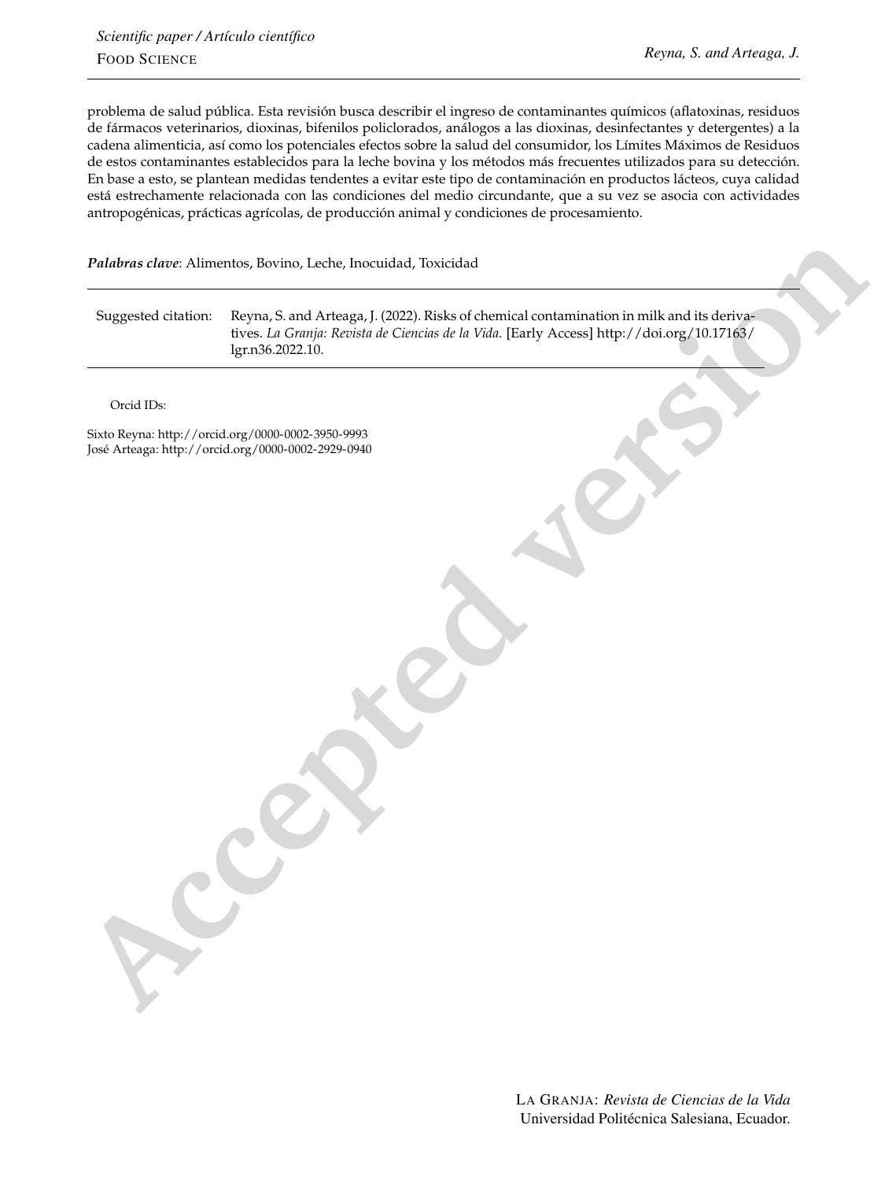problema de salud pública. Esta revisión busca describir el ingreso de contaminantes químicos (aflatoxinas, residuos de fármacos veterinarios, dioxinas, bifenilos policlorados, análogos a las dioxinas, desinfectantes y detergentes) a la cadena alimenticia, así como los potenciales efectos sobre la salud del consumidor, los Límites Máximos de Residuos de estos contaminantes establecidos para la leche bovina y los métodos más frecuentes utilizados para su detección. En base a esto, se plantean medidas tendentes a evitar este tipo de contaminación en productos lácteos, cuya calidad está estrechamente relacionada con las condiciones del medio circundante, que a su vez se asocia con actividades antropogénicas, prácticas agrícolas, de producción animal y condiciones de procesamiento.

***Palabras clave***: Alimentos, Bovino, Leche, Inocuidad, Toxicidad

| Suggested citation: | Reyna, S. and Arteaga, J. (2022). Risks of chemical contamination in milk and its derivatives. *La Granja: Revista de Ciencias de la Vida.* [Early Access] http://doi.org/10.17163/lgr.n36.2022.10. |
|---|---|

Orcid IDs:

Sixto Reyna: http://orcid.org/0000-0002-3950-9993
José Arteaga: http://orcid.org/0000-0002-2929-0940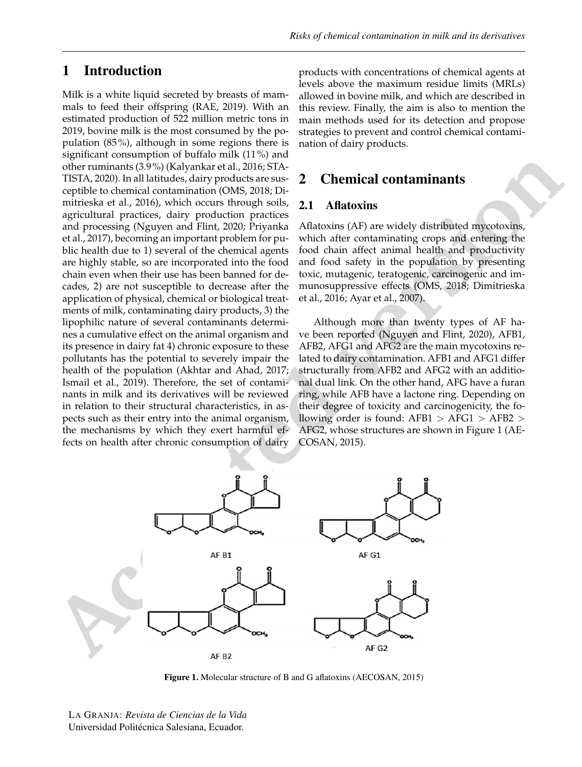# 1 Introduction

Milk is a white liquid secreted by breasts of mammals to feed their offspring (RAE, 2019). With an estimated production of 522 million metric tons in 2019, bovine milk is the most consumed by the population (85%), although in some regions there is significant consumption of buffalo milk (11%) and other ruminants (3.9%) (Kalyankar et al., 2016; STATISTA, 2020). In all latitudes, dairy products are susceptible to chemical contamination (OMS, 2018; Dimitrieska et al., 2016), which occurs through soils, agricultural practices, dairy production practices and processing (Nguyen and Flint, 2020; Priyanka et al., 2017), becoming an important problem for public health due to 1) several of the chemical agents are highly stable, so are incorporated into the food chain even when their use has been banned for decades, 2) are not susceptible to decrease after the application of physical, chemical or biological treatments of milk, contaminating dairy products, 3) the lipophilic nature of several contaminants determines a cumulative effect on the animal organism and its presence in dairy fat 4) chronic exposure to these pollutants has the potential to severely impair the health of the population (Akhtar and Ahad, 2017; Ismail et al., 2019). Therefore, the set of contaminants in milk and its derivatives will be reviewed in relation to their structural characteristics, in aspects such as their entry into the animal organism, the mechanisms by which they exert harmful effects on health after chronic consumption of dairy products with concentrations of chemical agents at levels above the maximum residue limits (MRLs) allowed in bovine milk, and which are described in this review. Finally, the aim is also to mention the main methods used for its detection and propose strategies to prevent and control chemical contamination of dairy products.

# 2 Chemical contaminants

## 2.1 Aflatoxins

Aflatoxins (AF) are widely distributed mycotoxins, which after contaminating crops and entering the food chain affect animal health and productivity and food safety in the population by presenting toxic, mutagenic, teratogenic, carcinogenic and immunosuppressive effects (OMS, 2018; Dimitrieska et al., 2016; Ayar et al., 2007).

Although more than twenty types of AF have been reported (Nguyen and Flint, 2020), AFB1, AFB2, AFG1 and AFG2 are the main mycotoxins related to dairy contamination. AFB1 and AFG1 differ structurally from AFB2 and AFG2 with an additional dual link. On the other hand, AFG have a furan ring, while AFB have a lactone ring. Depending on their degree of toxicity and carcinogenicity, the following order is found: AFB1 > AFG1 > AFB2 > AFG2, whose structures are shown in Figure 1 (AECOSAN, 2015).

AF B1 AF G1 AF B2 AF G2

**Figure 1.** Molecular structure of B and G aflatoxins (AECOSAN, 2015)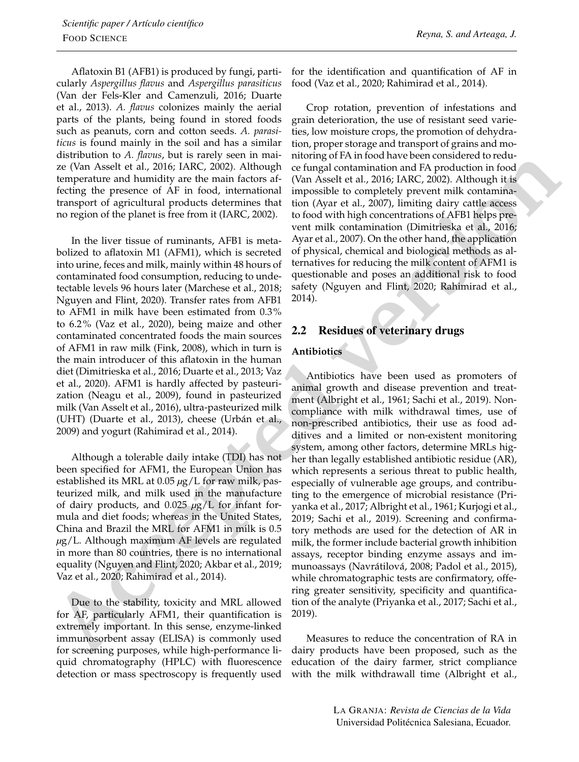Aflatoxin B1 (AFB1) is produced by fungi, particularly *Aspergillus flavus* and *Aspergillus parasiticus* (Van der Fels-Kler and Camenzuli, 2016; Duarte et al., 2013). *A. flavus* colonizes mainly the aerial parts of the plants, being found in stored foods such as peanuts, corn and cotton seeds. *A. parasiticus* is found mainly in the soil and has a similar distribution to *A. flavus*, but is rarely seen in maize (Van Asselt et al., 2016; IARC, 2002). Although temperature and humidity are the main factors affecting the presence of AF in food, international transport of agricultural products determines that no region of the planet is free from it (IARC, 2002).

In the liver tissue of ruminants, AFB1 is metabolized to aflatoxin M1 (AFM1), which is secreted into urine, feces and milk, mainly within 48 hours of contaminated food consumption, reducing to undetectable levels 96 hours later (Marchese et al., 2018; Nguyen and Flint, 2020). Transfer rates from AFB1 to AFM1 in milk have been estimated from 0.3% to 6.2% (Vaz et al., 2020), being maize and other contaminated concentrated foods the main sources of AFM1 in raw milk (Fink, 2008), which in turn is the main introducer of this aflatoxin in the human diet (Dimitrieska et al., 2016; Duarte et al., 2013; Vaz et al., 2020). AFM1 is hardly affected by pasteurization (Neagu et al., 2009), found in pasteurized milk (Van Asselt et al., 2016), ultra-pasteurized milk (UHT) (Duarte et al., 2013), cheese (Urbán et al., 2009) and yogurt (Rahimirad et al., 2014).

Although a tolerable daily intake (TDI) has not been specified for AFM1, the European Union has established its MRL at 0.05 $\mu$g/L for raw milk, pasteurized milk, and milk used in the manufacture of dairy products, and 0.025 $\mu$g/L for infant formula and diet foods; whereas in the United States, China and Brazil the MRL for AFM1 in milk is 0.5 $\mu$g/L. Although maximum AF levels are regulated in more than 80 countries, there is no international equality (Nguyen and Flint, 2020; Akbar et al., 2019; Vaz et al., 2020; Rahimirad et al., 2014).

Due to the stability, toxicity and MRL allowed for AF, particularly AFM1, their quantification is extremely important. In this sense, enzyme-linked immunosorbent assay (ELISA) is commonly used for screening purposes, while high-performance liquid chromatography (HPLC) with fluorescence detection or mass spectroscopy is frequently used for the identification and quantification of AF in food (Vaz et al., 2020; Rahimirad et al., 2014).

Crop rotation, prevention of infestations and grain deterioration, the use of resistant seed varieties, low moisture crops, the promotion of dehydration, proper storage and transport of grains and monitoring of FA in food have been considered to reduce fungal contamination and FA production in food (Van Asselt et al., 2016; IARC, 2002). Although it is impossible to completely prevent milk contamination (Ayar et al., 2007), limiting dairy cattle access to food with high concentrations of AFB1 helps prevent milk contamination (Dimitrieska et al., 2016; Ayar et al., 2007). On the other hand, the application of physical, chemical and biological methods as alternatives for reducing the milk content of AFM1 is questionable and poses an additional risk to food safety (Nguyen and Flint, 2020; Rahimirad et al., 2014).

## 2.2 Residues of veterinary drugs

**Antibiotics**

Antibiotics have been used as promoters of animal growth and disease prevention and treatment (Albright et al., 1961; Sachi et al., 2019). Noncompliance with milk withdrawal times, use of non-prescribed antibiotics, their use as food additives and a limited or non-existent monitoring system, among other factors, determine MRLs higher than legally established antibiotic residue (AR), which represents a serious threat to public health, especially of vulnerable age groups, and contributing to the emergence of microbial resistance (Priyanka et al., 2017; Albright et al., 1961; Kurjogi et al., 2019; Sachi et al., 2019). Screening and confirmatory methods are used for the detection of AR in milk, the former include bacterial growth inhibition assays, receptor binding enzyme assays and immunoassays (Navrátilová, 2008; Padol et al., 2015), while chromatographic tests are confirmatory, offering greater sensitivity, specificity and quantification of the analyte (Priyanka et al., 2017; Sachi et al., 2019).

Measures to reduce the concentration of RA in dairy products have been proposed, such as the education of the dairy farmer, strict compliance with the milk withdrawall time (Albright et al.,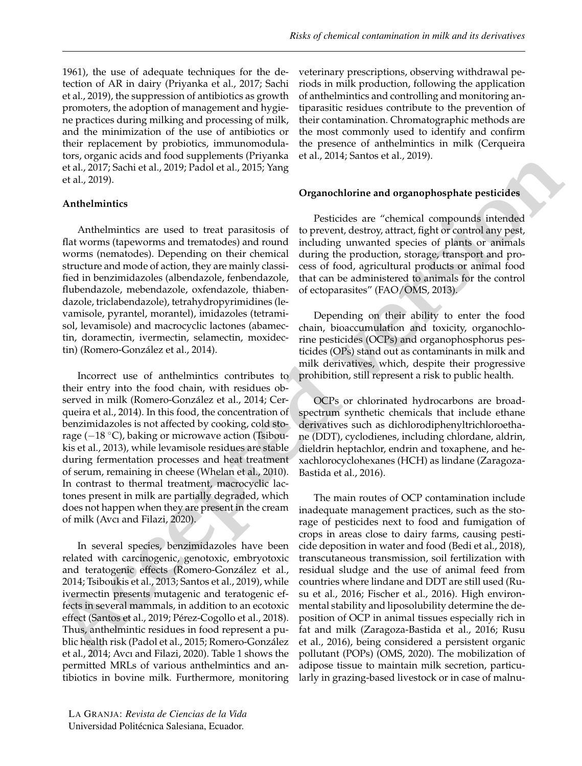1961), the use of adequate techniques for the detection of AR in dairy (Priyanka et al., 2017; Sachi et al., 2019), the suppression of antibiotics as growth promoters, the adoption of management and hygiene practices during milking and processing of milk, and the minimization of the use of antibiotics or their replacement by probiotics, immunomodulators, organic acids and food supplements (Priyanka et al., 2017; Sachi et al., 2019; Padol et al., 2015; Yang et al., 2019).

### Anthelmintics

Anthelmintics are used to treat parasitosis of flat worms (tapeworms and trematodes) and round worms (nematodes). Depending on their chemical structure and mode of action, they are mainly classified in benzimidazoles (albendazole, fenbendazole, flubendazole, mebendazole, oxfendazole, thiabendazole, triclabendazole), tetrahydropyrimidines (levamisole, pyrantel, morantel), imidazoles (tetramisol, levamisole) and macrocyclic lactones (abamectin, doramectin, ivermectin, selamectin, moxidectin) (Romero-González et al., 2014).

Incorrect use of anthelmintics contributes to their entry into the food chain, with residues observed in milk (Romero-González et al., 2014; Cerqueira et al., 2014). In this food, the concentration of benzimidazoles is not affected by cooking, cold storage (−18 °C), baking or microwave action (Tsiboukis et al., 2013), while levamisole residues are stable during fermentation processes and heat treatment of serum, remaining in cheese (Whelan et al., 2010). In contrast to thermal treatment, macrocyclic lactones present in milk are partially degraded, which does not happen when they are present in the cream of milk (Avcı and Filazi, 2020).

In several species, benzimidazoles have been related with carcinogenic, genotoxic, embryotoxic and teratogenic effects (Romero-González et al., 2014; Tsiboukis et al., 2013; Santos et al., 2019), while ivermectin presents mutagenic and teratogenic effects in several mammals, in addition to an ecotoxic effect (Santos et al., 2019; Pérez-Cogollo et al., 2018). Thus, anthelmintic residues in food represent a public health risk (Padol et al., 2015; Romero-González et al., 2014; Avcı and Filazi, 2020). Table 1 shows the permitted MRLs of various anthelmintics and antibiotics in bovine milk. Furthermore, monitoring veterinary prescriptions, observing withdrawal periods in milk production, following the application of anthelmintics and controlling and monitoring antiparasitic residues contribute to the prevention of their contamination. Chromatographic methods are the most commonly used to identify and confirm the presence of anthelmintics in milk (Cerqueira et al., 2014; Santos et al., 2019).

### Organochlorine and organophosphate pesticides

Pesticides are "chemical compounds intended to prevent, destroy, attract, fight or control any pest, including unwanted species of plants or animals during the production, storage, transport and process of food, agricultural products or animal food that can be administered to animals for the control of ectoparasites" (FAO/OMS, 2013).

Depending on their ability to enter the food chain, bioaccumulation and toxicity, organochlorine pesticides (OCPs) and organophosphorus pesticides (OPs) stand out as contaminants in milk and milk derivatives, which, despite their progressive prohibition, still represent a risk to public health.

OCPs or chlorinated hydrocarbons are broad-spectrum synthetic chemicals that include ethane derivatives such as dichlorodiphenyltrichloroethane (DDT), cyclodienes, including chlordane, aldrin, dieldrin heptachlor, endrin and toxaphene, and hexachlorocyclohexanes (HCH) as lindane (Zaragoza-Bastida et al., 2016).

The main routes of OCP contamination include inadequate management practices, such as the storage of pesticides next to food and fumigation of crops in areas close to dairy farms, causing pesticide deposition in water and food (Bedi et al., 2018), transcutaneous transmission, soil fertilization with residual sludge and the use of animal feed from countries where lindane and DDT are still used (Rusu et al., 2016; Fischer et al., 2016). High environmental stability and liposolubility determine the deposition of OCP in animal tissues especially rich in fat and milk (Zaragoza-Bastida et al., 2016; Rusu et al., 2016), being considered a persistent organic pollutant (POPs) (OMS, 2020). The mobilization of adipose tissue to maintain milk secretion, particularly in grazing-based livestock or in case of malnu-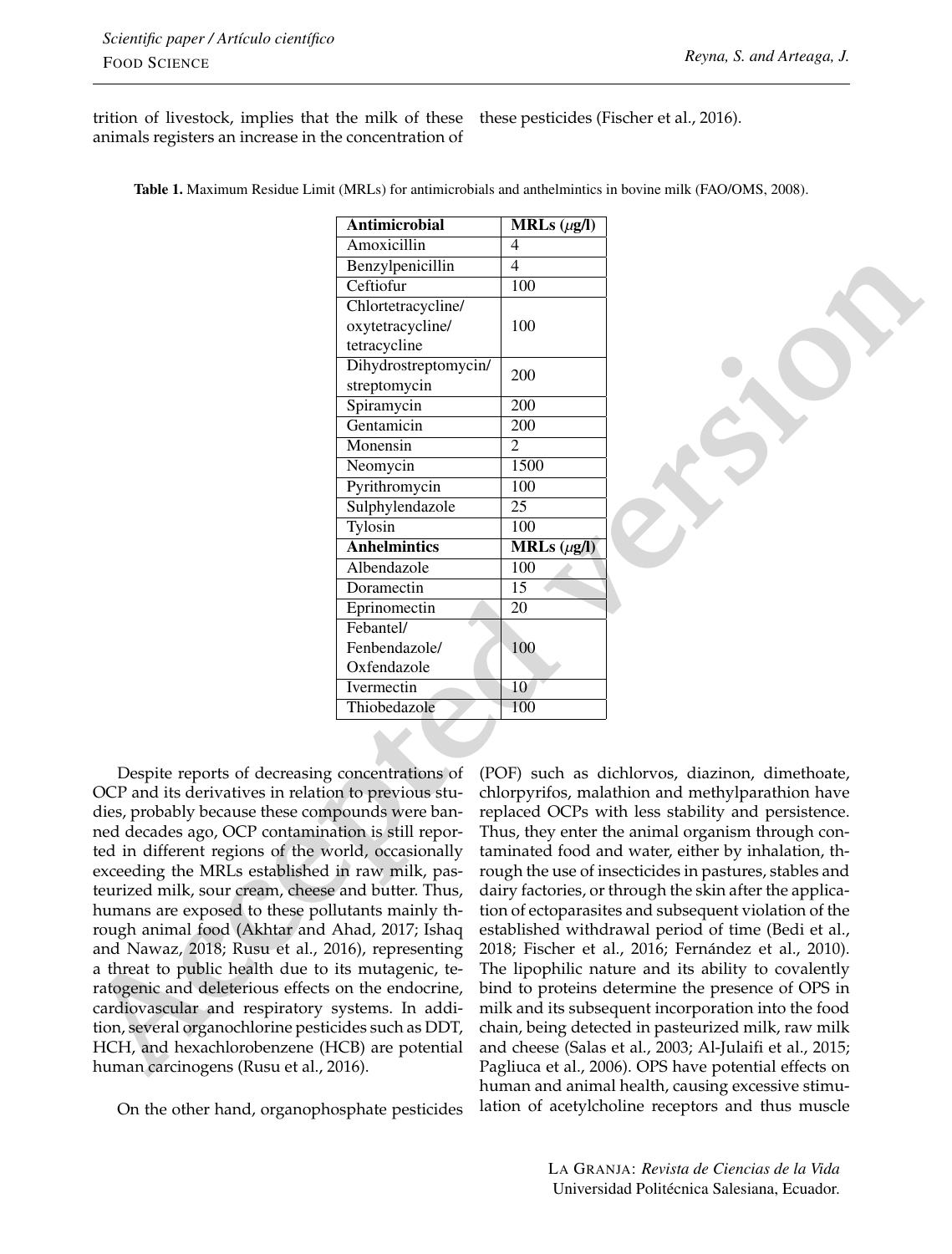trition of livestock, implies that the milk of these animals registers an increase in the concentration of these pesticides (Fischer et al., 2016).

**Table 1.** Maximum Residue Limit (MRLs) for antimicrobials and anthelmintics in bovine milk (FAO/OMS, 2008).

| **Antimicrobial** | **MRLs ($\mu$g/l)** |
|---|---|
| Amoxicillin | 4 |
| Benzylpenicillin | 4 |
| Ceftiofur | 100 |
| Chlortetracycline/ oxytetracycline/ tetracycline | 100 |
| Dihydrostreptomycin/ streptomycin | 200 |
| Spiramycin | 200 |
| Gentamicin | 200 |
| Monensin | 2 |
| Neomycin | 1500 |
| Pyrithromycin | 100 |
| Sulphylendazole | 25 |
| Tylosin | 100 |
| **Anhelmintics** | **MRLs ($\mu$g/l)** |
| Albendazole | 100 |
| Doramectin | 15 |
| Eprinomectin | 20 |
| Febantel/ Fenbendazole/ Oxfendazole | 100 |
| Ivermectin | 10 |
| Thiobedazole | 100 |

Despite reports of decreasing concentrations of OCP and its derivatives in relation to previous studies, probably because these compounds were banned decades ago, OCP contamination is still reported in different regions of the world, occasionally exceeding the MRLs established in raw milk, pasteurized milk, sour cream, cheese and butter. Thus, humans are exposed to these pollutants mainly through animal food (Akhtar and Ahad, 2017; Ishaq and Nawaz, 2018; Rusu et al., 2016), representing a threat to public health due to its mutagenic, teratogenic and deleterious effects on the endocrine, cardiovascular and respiratory systems. In addition, several organochlorine pesticides such as DDT, HCH, and hexachlorobenzene (HCB) are potential human carcinogens (Rusu et al., 2016).

On the other hand, organophosphate pesticides (POF) such as dichlorvos, diazinon, dimethoate, chlorpyrifos, malathion and methylparathion have replaced OCPs with less stability and persistence. Thus, they enter the animal organism through contaminated food and water, either by inhalation, through the use of insecticides in pastures, stables and dairy factories, or through the skin after the application of ectoparasites and subsequent violation of the established withdrawal period of time (Bedi et al., 2018; Fischer et al., 2016; Fernández et al., 2010). The lipophilic nature and its ability to covalently bind to proteins determine the presence of OPS in milk and its subsequent incorporation into the food chain, being detected in pasteurized milk, raw milk and cheese (Salas et al., 2003; Al-Julaifi et al., 2015; Pagliuca et al., 2006). OPS have potential effects on human and animal health, causing excessive stimulation of acetylcholine receptors and thus muscle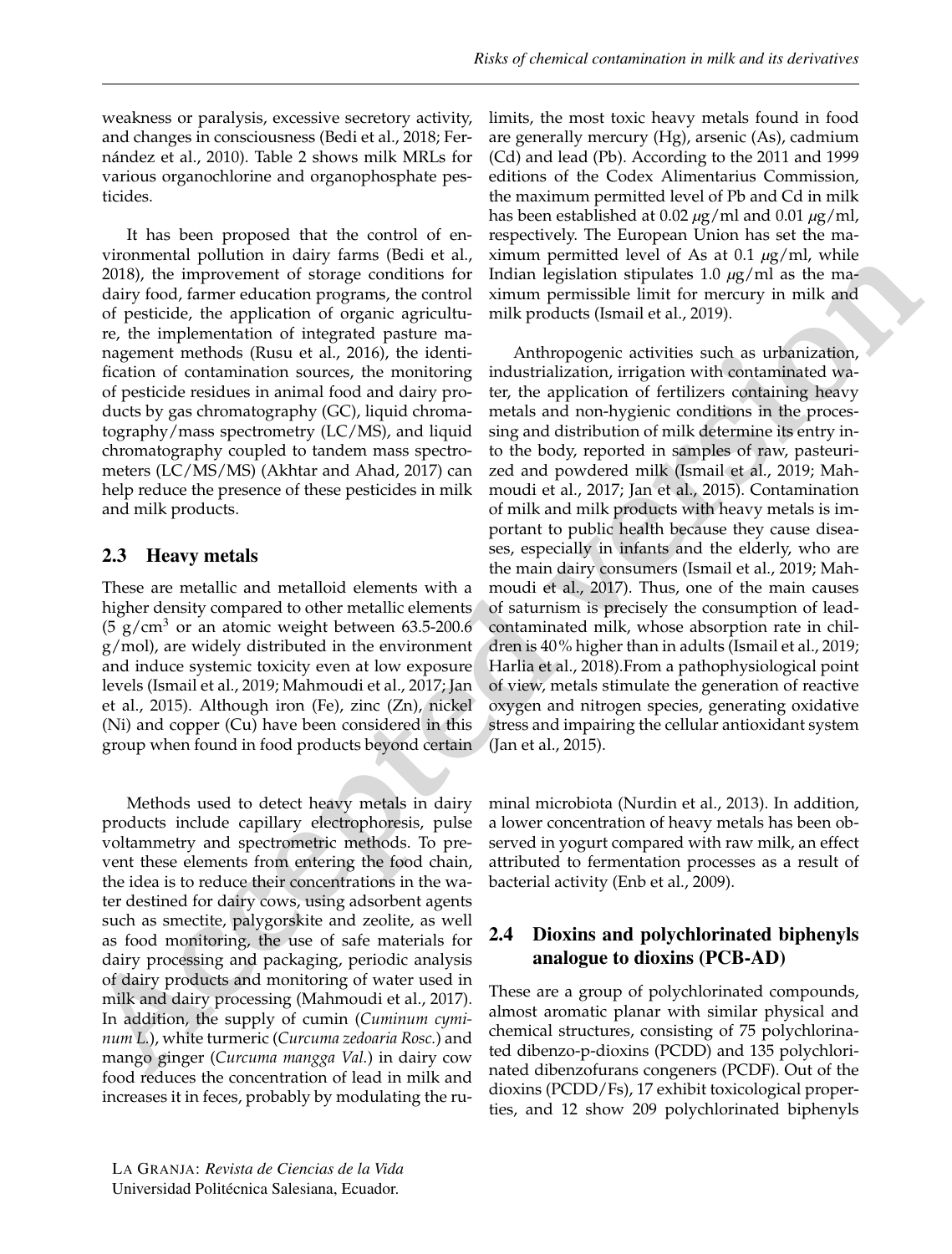weakness or paralysis, excessive secretory activity, and changes in consciousness (Bedi et al., 2018; Fernández et al., 2010). Table 2 shows milk MRLs for various organochlorine and organophosphate pesticides.

It has been proposed that the control of environmental pollution in dairy farms (Bedi et al., 2018), the improvement of storage conditions for dairy food, farmer education programs, the control of pesticide, the application of organic agriculture, the implementation of integrated pasture management methods (Rusu et al., 2016), the identification of contamination sources, the monitoring of pesticide residues in animal food and dairy products by gas chromatography (GC), liquid chromatography/mass spectrometry (LC/MS), and liquid chromatography coupled to tandem mass spectrometers (LC/MS/MS) (Akhtar and Ahad, 2017) can help reduce the presence of these pesticides in milk and milk products.

## 2.3 Heavy metals

These are metallic and metalloid elements with a higher density compared to other metallic elements (5 g/cm$^3$ or an atomic weight between 63.5-200.6 g/mol), are widely distributed in the environment and induce systemic toxicity even at low exposure levels (Ismail et al., 2019; Mahmoudi et al., 2017; Jan et al., 2015). Although iron (Fe), zinc (Zn), nickel (Ni) and copper (Cu) have been considered in this group when found in food products beyond certain limits, the most toxic heavy metals found in food are generally mercury (Hg), arsenic (As), cadmium (Cd) and lead (Pb). According to the 2011 and 1999 editions of the Codex Alimentarius Commission, the maximum permitted level of Pb and Cd in milk has been established at 0.02 $\mu$g/ml and 0.01 $\mu$g/ml, respectively. The European Union has set the maximum permitted level of As at 0.1 $\mu$g/ml, while Indian legislation stipulates 1.0 $\mu$g/ml as the maximum permissible limit for mercury in milk and milk products (Ismail et al., 2019).

Anthropogenic activities such as urbanization, industrialization, irrigation with contaminated water, the application of fertilizers containing heavy metals and non-hygienic conditions in the processing and distribution of milk determine its entry into the body, reported in samples of raw, pasteurized and powdered milk (Ismail et al., 2019; Mahmoudi et al., 2017; Jan et al., 2015). Contamination of milk and milk products with heavy metals is important to public health because they cause diseases, especially in infants and the elderly, who are the main dairy consumers (Ismail et al., 2019; Mahmoudi et al., 2017). Thus, one of the main causes of saturnism is precisely the consumption of lead-contaminated milk, whose absorption rate in children is 40% higher than in adults (Ismail et al., 2019; Harlia et al., 2018).From a pathophysiological point of view, metals stimulate the generation of reactive oxygen and nitrogen species, generating oxidative stress and impairing the cellular antioxidant system (Jan et al., 2015).

Methods used to detect heavy metals in dairy products include capillary electrophoresis, pulse voltammetry and spectrometric methods. To prevent these elements from entering the food chain, the idea is to reduce their concentrations in the water destined for dairy cows, using adsorbent agents such as smectite, palygorskite and zeolite, as well as food monitoring, the use of safe materials for dairy processing and packaging, periodic analysis of dairy products and monitoring of water used in milk and dairy processing (Mahmoudi et al., 2017). In addition, the supply of cumin (*Cuminum cyminum L.*), white turmeric (*Curcuma zedoaria Rosc.*) and mango ginger (*Curcuma mangga Val.*) in dairy cow food reduces the concentration of lead in milk and increases it in feces, probably by modulating the ruminal microbiota (Nurdin et al., 2013). In addition, a lower concentration of heavy metals has been observed in yogurt compared with raw milk, an effect attributed to fermentation processes as a result of bacterial activity (Enb et al., 2009).

## 2.4 Dioxins and polychlorinated biphenyls analogue to dioxins (PCB-AD)

These are a group of polychlorinated compounds, almost aromatic planar with similar physical and chemical structures, consisting of 75 polychlorinated dibenzo-p-dioxins (PCDD) and 135 polychlorinated dibenzofurans congeners (PCDF). Out of the dioxins (PCDD/Fs), 17 exhibit toxicological properties, and 12 show 209 polychlorinated biphenyls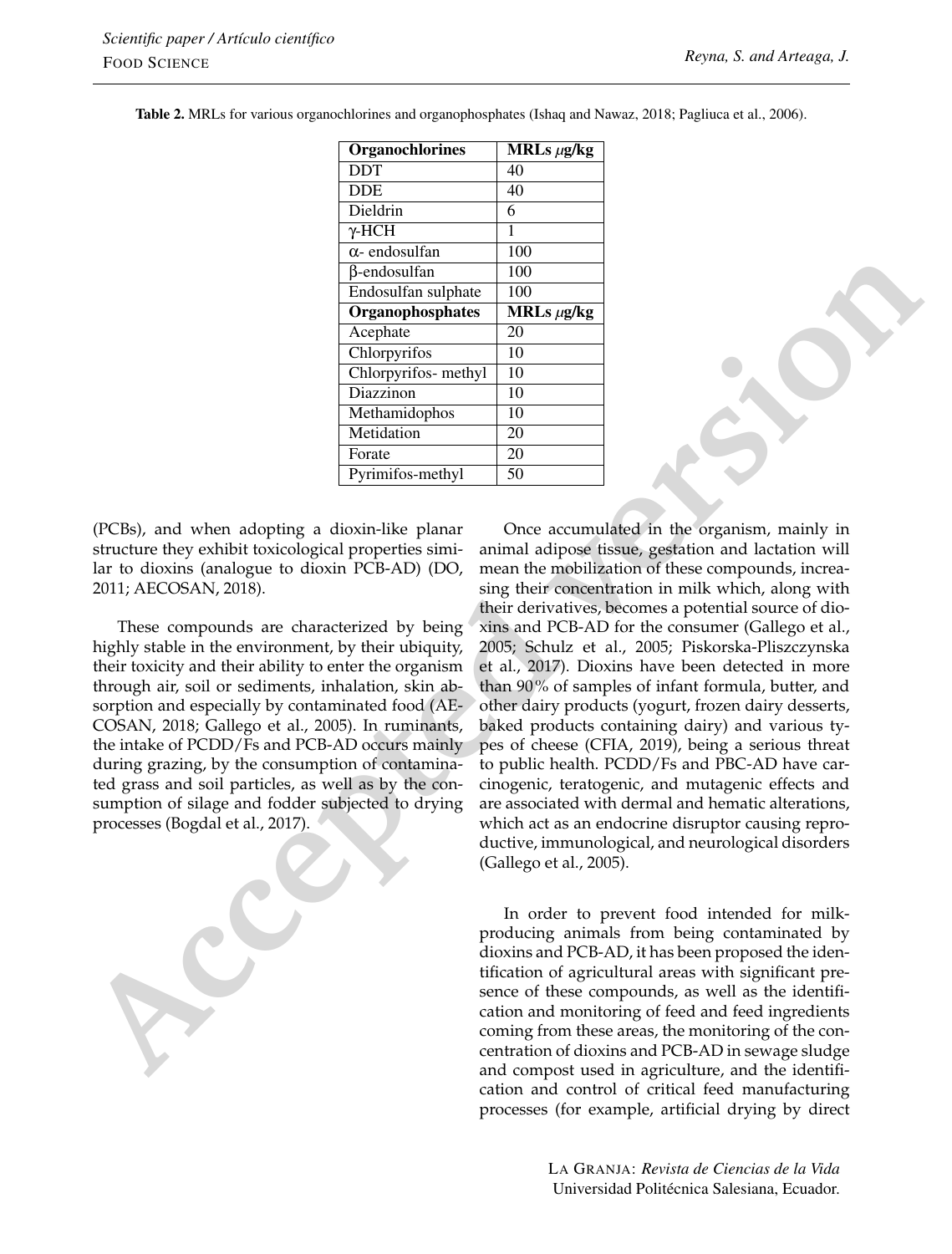**Table 2.** MRLs for various organochlorines and organophosphates (Ishaq and Nawaz, 2018; Pagliuca et al., 2006).

| **Organochlorines** | **MRLs $\mu$g/kg** |
|---|---|
| DDT | 40 |
| DDE | 40 |
| Dieldrin | 6 |
| γ-HCH | 1 |
| α- endosulfan | 100 |
| β-endosulfan | 100 |
| Endosulfan sulphate | 100 |
| **Organophosphates** | **MRLs $\mu$g/kg** |
| Acephate | 20 |
| Chlorpyrifos | 10 |
| Chlorpyrifos- methyl | 10 |
| Diazzinon | 10 |
| Methamidophos | 10 |
| Metidation | 20 |
| Forate | 20 |
| Pyrimifos-methyl | 50 |

(PCBs), and when adopting a dioxin-like planar structure they exhibit toxicological properties similar to dioxins (analogue to dioxin PCB-AD) (DO, 2011; AECOSAN, 2018).

These compounds are characterized by being highly stable in the environment, by their ubiquity, their toxicity and their ability to enter the organism through air, soil or sediments, inhalation, skin absorption and especially by contaminated food (AECOSAN, 2018; Gallego et al., 2005). In ruminants, the intake of PCDD/Fs and PCB-AD occurs mainly during grazing, by the consumption of contaminated grass and soil particles, as well as by the consumption of silage and fodder subjected to drying processes (Bogdal et al., 2017).

Once accumulated in the organism, mainly in animal adipose tissue, gestation and lactation will mean the mobilization of these compounds, increasing their concentration in milk which, along with their derivatives, becomes a potential source of dioxins and PCB-AD for the consumer (Gallego et al., 2005; Schulz et al., 2005; Piskorska-Pliszczynska et al., 2017). Dioxins have been detected in more than 90% of samples of infant formula, butter, and other dairy products (yogurt, frozen dairy desserts, baked products containing dairy) and various types of cheese (CFIA, 2019), being a serious threat to public health. PCDD/Fs and PBC-AD have carcinogenic, teratogenic, and mutagenic effects and are associated with dermal and hematic alterations, which act as an endocrine disruptor causing reproductive, immunological, and neurological disorders (Gallego et al., 2005).

In order to prevent food intended for milk-producing animals from being contaminated by dioxins and PCB-AD, it has been proposed the identification of agricultural areas with significant presence of these compounds, as well as the identification and monitoring of feed and feed ingredients coming from these areas, the monitoring of the concentration of dioxins and PCB-AD in sewage sludge and compost used in agriculture, and the identification and control of critical feed manufacturing processes (for example, artificial drying by direct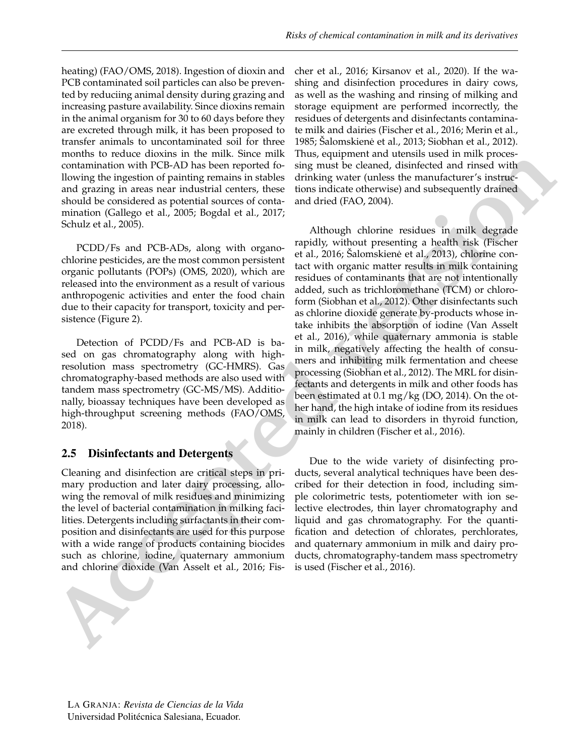heating) (FAO/OMS, 2018). Ingestion of dioxin and PCB contaminated soil particles can also be prevented by reduciing animal density during grazing and increasing pasture availability. Since dioxins remain in the animal organism for 30 to 60 days before they are excreted through milk, it has been proposed to transfer animals to uncontaminated soil for three months to reduce dioxins in the milk. Since milk contamination with PCB-AD has been reported following the ingestion of painting remains in stables and grazing in areas near industrial centers, these should be considered as potential sources of contamination (Gallego et al., 2005; Bogdal et al., 2017; Schulz et al., 2005).

PCDD/Fs and PCB-ADs, along with organochlorine pesticides, are the most common persistent organic pollutants (POPs) (OMS, 2020), which are released into the environment as a result of various anthropogenic activities and enter the food chain due to their capacity for transport, toxicity and persistence (Figure 2).

Detection of PCDD/Fs and PCB-AD is based on gas chromatography along with high-resolution mass spectrometry (GC-HMRS). Gas chromatography-based methods are also used with tandem mass spectrometry (GC-MS/MS). Additionally, bioassay techniques have been developed as high-throughput screening methods (FAO/OMS, 2018).

## 2.5 Disinfectants and Detergents

Cleaning and disinfection are critical steps in primary production and later dairy processing, allowing the removal of milk residues and minimizing the level of bacterial contamination in milking facilities. Detergents including surfactants in their composition and disinfectants are used for this purpose with a wide range of products containing biocides such as chlorine, iodine, quaternary ammonium and chlorine dioxide (Van Asselt et al., 2016; Fischer et al., 2016; Kirsanov et al., 2020). If the washing and disinfection procedures in dairy cows, as well as the washing and rinsing of milking and storage equipment are performed incorrectly, the residues of detergents and disinfectants contaminate milk and dairies (Fischer et al., 2016; Merin et al., 1985; Šalomskienė et al., 2013; Siobhan et al., 2012). Thus, equipment and utensils used in milk processing must be cleaned, disinfected and rinsed with drinking water (unless the manufacturer's instructions indicate otherwise) and subsequently drained and dried (FAO, 2004).

Although chlorine residues in milk degrade rapidly, without presenting a health risk (Fischer et al., 2016; Šalomskienė et al., 2013), chlorine contact with organic matter results in milk containing residues of contaminants that are not intentionally added, such as trichloromethane (TCM) or chloroform (Siobhan et al., 2012). Other disinfectants such as chlorine dioxide generate by-products whose intake inhibits the absorption of iodine (Van Asselt et al., 2016), while quaternary ammonia is stable in milk, negatively affecting the health of consumers and inhibiting milk fermentation and cheese processing (Siobhan et al., 2012). The MRL for disinfectants and detergents in milk and other foods has been estimated at 0.1 mg/kg (DO, 2014). On the other hand, the high intake of iodine from its residues in milk can lead to disorders in thyroid function, mainly in children (Fischer et al., 2016).

Due to the wide variety of disinfecting products, several analytical techniques have been described for their detection in food, including simple colorimetric tests, potentiometer with ion selective electrodes, thin layer chromatography and liquid and gas chromatography. For the quantification and detection of chlorates, perchlorates, and quaternary ammonium in milk and dairy products, chromatography-tandem mass spectrometry is used (Fischer et al., 2016).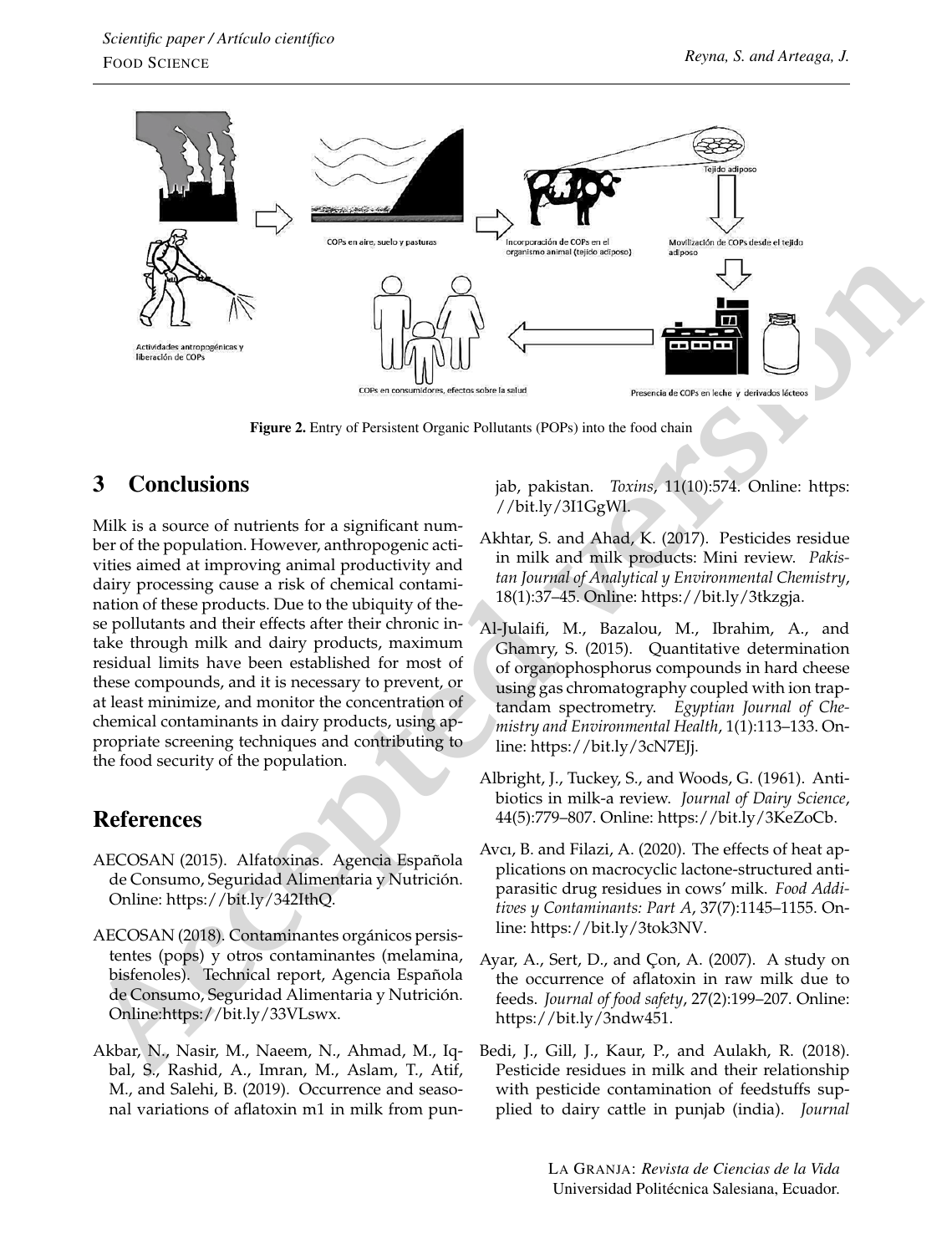Figure 2. Entry of Persistent Organic Pollutants (POPs) into the food chain

## 3 Conclusions

Milk is a source of nutrients for a significant number of the population. However, anthropogenic activities aimed at improving animal productivity and dairy processing cause a risk of chemical contamination of these products. Due to the ubiquity of these pollutants and their effects after their chronic intake through milk and dairy products, maximum residual limits have been established for most of these compounds, and it is necessary to prevent, or at least minimize, and monitor the concentration of chemical contaminants in dairy products, using appropriate screening techniques and contributing to the food security of the population.

## References

AECOSAN (2015). Alfatoxinas. Agencia Española de Consumo, Seguridad Alimentaria y Nutrición. Online: https://bit.ly/342IthQ.

AECOSAN (2018). Contaminantes orgánicos persistentes (pops) y otros contaminantes (melamina, bisfenoles). Technical report, Agencia Española de Consumo, Seguridad Alimentaria y Nutrición. Online:https://bit.ly/33VLswx.

Akbar, N., Nasir, M., Naeem, N., Ahmad, M., Iqbal, S., Rashid, A., Imran, M., Aslam, T., Atif, M., and Salehi, B. (2019). Occurrence and seasonal variations of aflatoxin m1 in milk from punjab, pakistan. *Toxins*, 11(10):574. Online: https://bit.ly/3I1GgWl.

Akhtar, S. and Ahad, K. (2017). Pesticides residue in milk and milk products: Mini review. *Pakistan Journal of Analytical y Environmental Chemistry*, 18(1):37–45. Online: https://bit.ly/3tkzgja.

Al-Julaifi, M., Bazalou, M., Ibrahim, A., and Ghamry, S. (2015). Quantitative determination of organophosphorus compounds in hard cheese using gas chromatography coupled with ion traptandam spectrometry. *Egyptian Journal of Chemistry and Environmental Health*, 1(1):113–133. Online: https://bit.ly/3cN7EJj.

Albright, J., Tuckey, S., and Woods, G. (1961). Antibiotics in milk-a review. *Journal of Dairy Science*, 44(5):779–807. Online: https://bit.ly/3KeZoCb.

Avcı, B. and Filazi, A. (2020). The effects of heat applications on macrocyclic lactone-structured antiparasitic drug residues in cows' milk. *Food Additives y Contaminants: Part A*, 37(7):1145–1155. Online: https://bit.ly/3tok3NV.

Ayar, A., Sert, D., and Çon, A. (2007). A study on the occurrence of aflatoxin in raw milk due to feeds. *Journal of food safety*, 27(2):199–207. Online: https://bit.ly/3ndw451.

Bedi, J., Gill, J., Kaur, P., and Aulakh, R. (2018). Pesticide residues in milk and their relationship with pesticide contamination of feedstuffs supplied to dairy cattle in punjab (india). *Journal*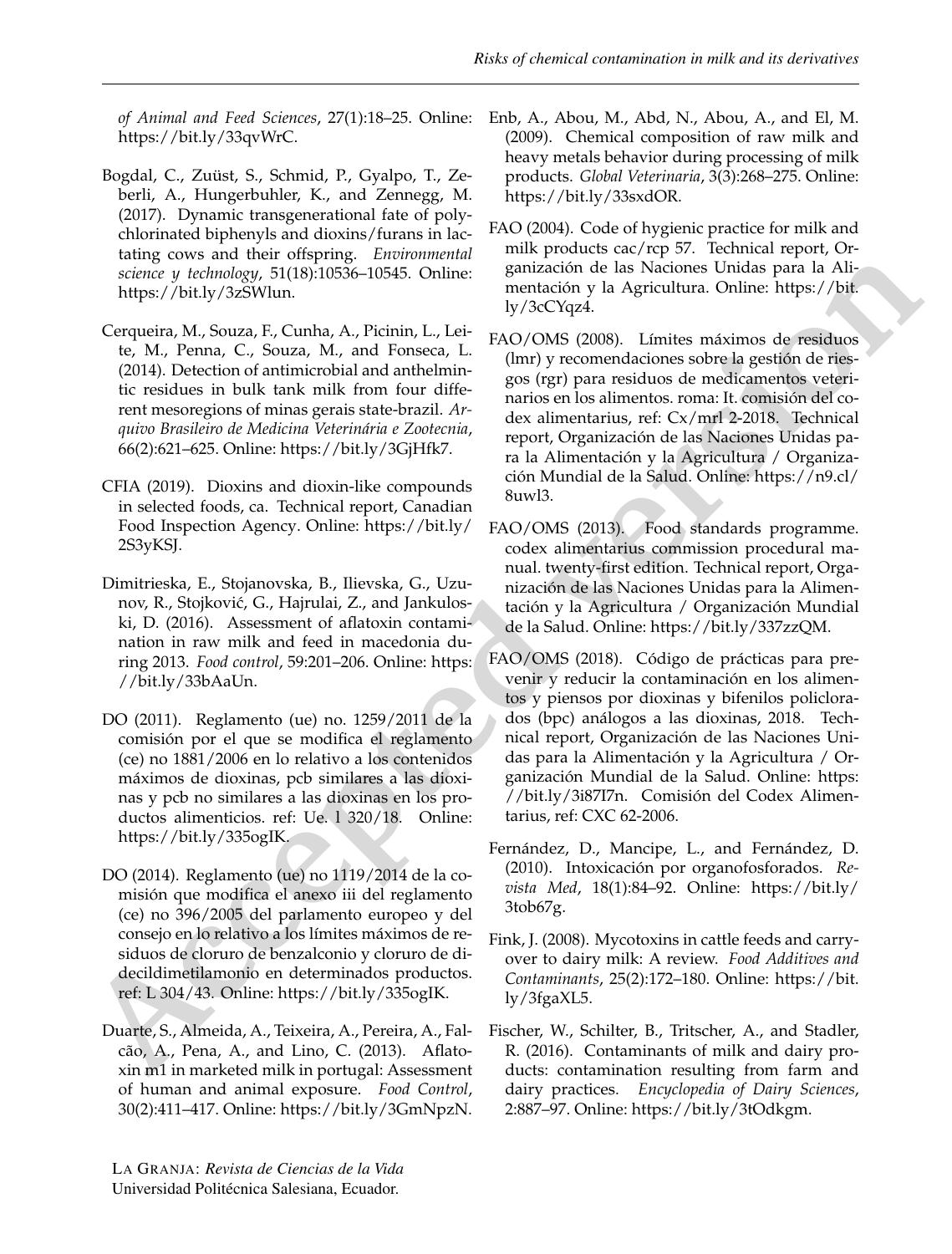*of Animal and Feed Sciences*, 27(1):18–25. Online: https://bit.ly/33qvWrC.

Bogdal, C., Zuüst, S., Schmid, P., Gyalpo, T., Zeberli, A., Hungerbuhler, K., and Zennegg, M. (2017). Dynamic transgenerational fate of polychlorinated biphenyls and dioxins/furans in lactating cows and their offspring. *Environmental science y technology*, 51(18):10536–10545. Online: https://bit.ly/3zSWlun.

Cerqueira, M., Souza, F., Cunha, A., Picinin, L., Leite, M., Penna, C., Souza, M., and Fonseca, L. (2014). Detection of antimicrobial and anthelmintic residues in bulk tank milk from four different mesoregions of minas gerais state-brazil. *Arquivo Brasileiro de Medicina Veterinária e Zootecnia*, 66(2):621–625. Online: https://bit.ly/3GjHfk7.

CFIA (2019). Dioxins and dioxin-like compounds in selected foods, ca. Technical report, Canadian Food Inspection Agency. Online: https://bit.ly/2S3yKSJ.

Dimitrieska, E., Stojanovska, B., Ilievska, G., Uzunov, R., Stojković, G., Hajrulai, Z., and Jankuloski, D. (2016). Assessment of aflatoxin contamination in raw milk and feed in macedonia during 2013. *Food control*, 59:201–206. Online: https://bit.ly/33bAaUn.

DO (2011). Reglamento (ue) no. 1259/2011 de la comisión por el que se modifica el reglamento (ce) no 1881/2006 en lo relativo a los contenidos máximos de dioxinas, pcb similares a las dioxinas y pcb no similares a las dioxinas en los productos alimenticios. ref: Ue. l 320/18. Online: https://bit.ly/335ogIK.

DO (2014). Reglamento (ue) no 1119/2014 de la comisión que modifica el anexo iii del reglamento (ce) no 396/2005 del parlamento europeo y del consejo en lo relativo a los límites máximos de residuos de cloruro de benzalconio y cloruro de didecildimetilamonio en determinados productos. ref: L 304/43. Online: https://bit.ly/335ogIK.

Duarte, S., Almeida, A., Teixeira, A., Pereira, A., Falcão, A., Pena, A., and Lino, C. (2013). Aflatoxin m1 in marketed milk in portugal: Assessment of human and animal exposure. *Food Control*, 30(2):411–417. Online: https://bit.ly/3GmNpzN.

Enb, A., Abou, M., Abd, N., Abou, A., and El, M. (2009). Chemical composition of raw milk and heavy metals behavior during processing of milk products. *Global Veterinaria*, 3(3):268–275. Online: https://bit.ly/33sxdOR.

FAO (2004). Code of hygienic practice for milk and milk products cac/rcp 57. Technical report, Organización de las Naciones Unidas para la Alimentación y la Agricultura. Online: https://bit.ly/3cCYqz4.

FAO/OMS (2008). Límites máximos de residuos (lmr) y recomendaciones sobre la gestión de riesgos (rgr) para residuos de medicamentos veterinarios en los alimentos. roma: It. comisión del codex alimentarius, ref: Cx/mrl 2-2018. Technical report, Organización de las Naciones Unidas para la Alimentación y la Agricultura / Organización Mundial de la Salud. Online: https://n9.cl/8uwl3.

FAO/OMS (2013). Food standards programme. codex alimentarius commission procedural manual. twenty-first edition. Technical report, Organización de las Naciones Unidas para la Alimentación y la Agricultura / Organización Mundial de la Salud. Online: https://bit.ly/337zzQM.

FAO/OMS (2018). Código de prácticas para prevenir y reducir la contaminación en los alimentos y piensos por dioxinas y bifenilos policlorados (bpc) análogos a las dioxinas, 2018. Technical report, Organización de las Naciones Unidas para la Alimentación y la Agricultura / Organización Mundial de la Salud. Online: https://bit.ly/3i87I7n. Comisión del Codex Alimentarius, ref: CXC 62-2006.

Fernández, D., Mancipe, L., and Fernández, D. (2010). Intoxicación por organofosforados. *Revista Med*, 18(1):84–92. Online: https://bit.ly/3tob67g.

Fink, J. (2008). Mycotoxins in cattle feeds and carryover to dairy milk: A review. *Food Additives and Contaminants*, 25(2):172–180. Online: https://bit.ly/3fgaXL5.

Fischer, W., Schilter, B., Tritscher, A., and Stadler, R. (2016). Contaminants of milk and dairy products: contamination resulting from farm and dairy practices. *Encyclopedia of Dairy Sciences*, 2:887–97. Online: https://bit.ly/3tOdkgm.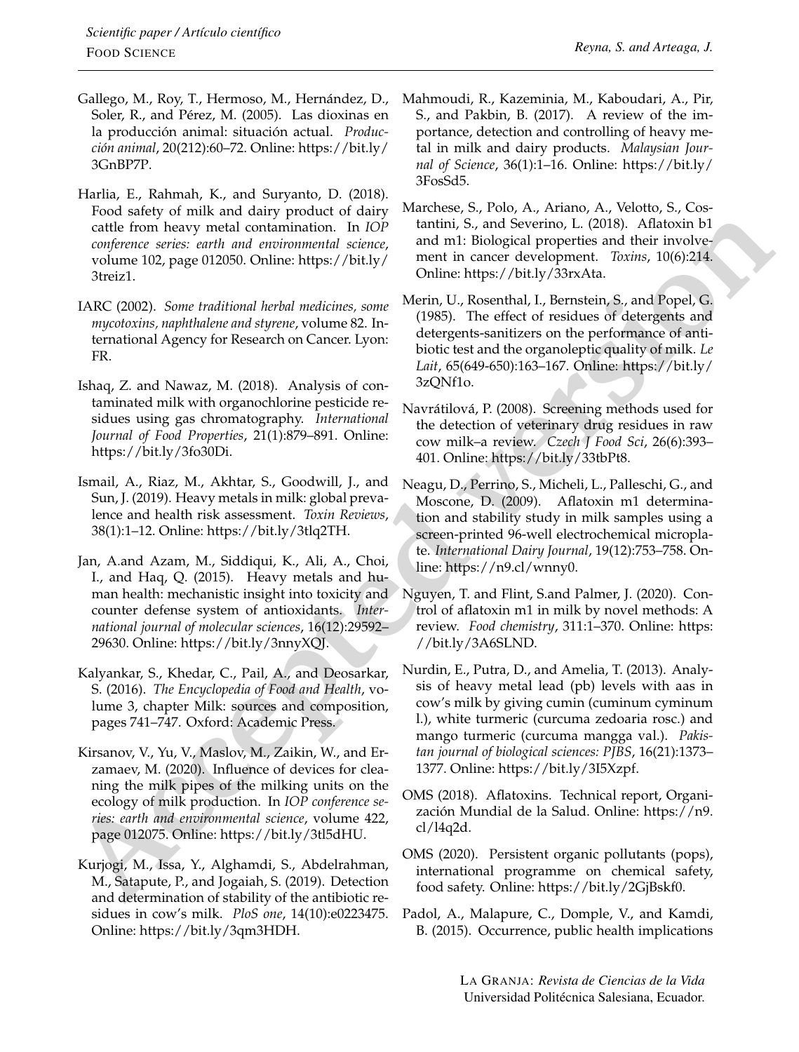Gallego, M., Roy, T., Hermoso, M., Hernández, D., Soler, R., and Pérez, M. (2005). Las dioxinas en la producción animal: situación actual. *Producción animal*, 20(212):60–72. Online: https://bit.ly/3GnBP7P.

Harlia, E., Rahmah, K., and Suryanto, D. (2018). Food safety of milk and dairy product of dairy cattle from heavy metal contamination. In *IOP conference series: earth and environmental science*, volume 102, page 012050. Online: https://bit.ly/3treiz1.

IARC (2002). *Some traditional herbal medicines, some mycotoxins, naphthalene and styrene*, volume 82. International Agency for Research on Cancer. Lyon: FR.

Ishaq, Z. and Nawaz, M. (2018). Analysis of contaminated milk with organochlorine pesticide residues using gas chromatography. *International Journal of Food Properties*, 21(1):879–891. Online: https://bit.ly/3fo30Di.

Ismail, A., Riaz, M., Akhtar, S., Goodwill, J., and Sun, J. (2019). Heavy metals in milk: global prevalence and health risk assessment. *Toxin Reviews*, 38(1):1–12. Online: https://bit.ly/3tlq2TH.

Jan, A.and Azam, M., Siddiqui, K., Ali, A., Choi, I., and Haq, Q. (2015). Heavy metals and human health: mechanistic insight into toxicity and counter defense system of antioxidants. *International journal of molecular sciences*, 16(12):29592–29630. Online: https://bit.ly/3nnyXQJ.

Kalyankar, S., Khedar, C., Pail, A., and Deosarkar, S. (2016). *The Encyclopedia of Food and Health*, volume 3, chapter Milk: sources and composition, pages 741–747. Oxford: Academic Press.

Kirsanov, V., Yu, V., Maslov, M., Zaikin, W., and Erzamaev, M. (2020). Influence of devices for cleaning the milk pipes of the milking units on the ecology of milk production. In *IOP conference series: earth and environmental science*, volume 422, page 012075. Online: https://bit.ly/3tl5dHU.

Kurjogi, M., Issa, Y., Alghamdi, S., Abdelrahman, M., Satapute, P., and Jogaiah, S. (2019). Detection and determination of stability of the antibiotic residues in cow's milk. *PloS one*, 14(10):e0223475. Online: https://bit.ly/3qm3HDH.

Mahmoudi, R., Kazeminia, M., Kaboudari, A., Pir, S., and Pakbin, B. (2017). A review of the importance, detection and controlling of heavy metal in milk and dairy products. *Malaysian Journal of Science*, 36(1):1–16. Online: https://bit.ly/3FosSd5.

Marchese, S., Polo, A., Ariano, A., Velotto, S., Costantini, S., and Severino, L. (2018). Aflatoxin b1 and m1: Biological properties and their involvement in cancer development. *Toxins*, 10(6):214. Online: https://bit.ly/33rxAta.

Merin, U., Rosenthal, I., Bernstein, S., and Popel, G. (1985). The effect of residues of detergents and detergents-sanitizers on the performance of antibiotic test and the organoleptic quality of milk. *Le Lait*, 65(649-650):163–167. Online: https://bit.ly/3zQNf1o.

Navrátilová, P. (2008). Screening methods used for the detection of veterinary drug residues in raw cow milk–a review. *Czech J Food Sci*, 26(6):393–401. Online: https://bit.ly/33tbPt8.

Neagu, D., Perrino, S., Micheli, L., Palleschi, G., and Moscone, D. (2009). Aflatoxin m1 determination and stability study in milk samples using a screen-printed 96-well electrochemical microplate. *International Dairy Journal*, 19(12):753–758. Online: https://n9.cl/wnny0.

Nguyen, T. and Flint, S.and Palmer, J. (2020). Control of aflatoxin m1 in milk by novel methods: A review. *Food chemistry*, 311:1–370. Online: https://bit.ly/3A6SLND.

Nurdin, E., Putra, D., and Amelia, T. (2013). Analysis of heavy metal lead (pb) levels with aas in cow's milk by giving cumin (cuminum cyminum l.), white turmeric (curcuma zedoaria rosc.) and mango turmeric (curcuma mangga val.). *Pakistan journal of biological sciences: PJBS*, 16(21):1373–1377. Online: https://bit.ly/3I5Xzpf.

OMS (2018). Aflatoxins. Technical report, Organización Mundial de la Salud. Online: https://n9.cl/l4q2d.

OMS (2020). Persistent organic pollutants (pops), international programme on chemical safety, food safety. Online: https://bit.ly/2GjBskf0.

Padol, A., Malapure, C., Domple, V., and Kamdi, B. (2015). Occurrence, public health implications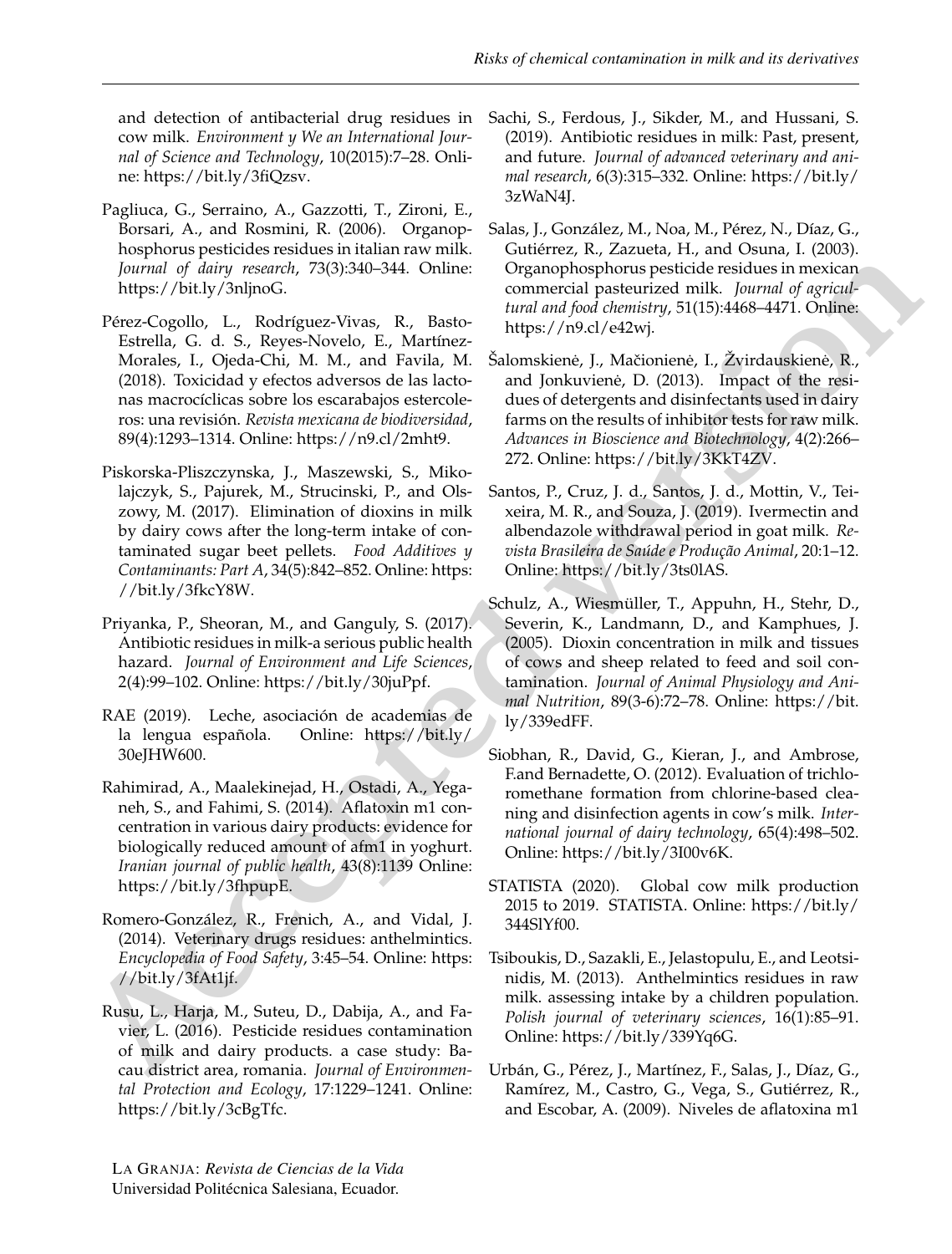and detection of antibacterial drug residues in cow milk. *Environment y We an International Journal of Science and Technology*, 10(2015):7–28. Online: https://bit.ly/3fiQzsv.

Pagliuca, G., Serraino, A., Gazzotti, T., Zironi, E., Borsari, A., and Rosmini, R. (2006). Organophosphorus pesticides residues in italian raw milk. *Journal of dairy research*, 73(3):340–344. Online: https://bit.ly/3nljnoG.

Pérez-Cogollo, L., Rodríguez-Vivas, R., Basto-Estrella, G. d. S., Reyes-Novelo, E., Martínez-Morales, I., Ojeda-Chi, M. M., and Favila, M. (2018). Toxicidad y efectos adversos de las lactonas macrocíclicas sobre los escarabajos estercoleros: una revisión. *Revista mexicana de biodiversidad*, 89(4):1293–1314. Online: https://n9.cl/2mht9.

Piskorska-Pliszczynska, J., Maszewski, S., Mikolajczyk, S., Pajurek, M., Strucinski, P., and Olszowy, M. (2017). Elimination of dioxins in milk by dairy cows after the long-term intake of contaminated sugar beet pellets. *Food Additives y Contaminants: Part A*, 34(5):842–852. Online: https://bit.ly/3fkcY8W.

Priyanka, P., Sheoran, M., and Ganguly, S. (2017). Antibiotic residues in milk-a serious public health hazard. *Journal of Environment and Life Sciences*, 2(4):99–102. Online: https://bit.ly/30juPpf.

RAE (2019). Leche, asociación de academias de la lengua española. Online: https://bit.ly/30eJHW600.

Rahimirad, A., Maalekinejad, H., Ostadi, A., Yeganeh, S., and Fahimi, S. (2014). Aflatoxin m1 concentration in various dairy products: evidence for biologically reduced amount of afm1 in yoghurt. *Iranian journal of public health*, 43(8):1139 Online: https://bit.ly/3fhpupE.

Romero-González, R., Frenich, A., and Vidal, J. (2014). Veterinary drugs residues: anthelmintics. *Encyclopedia of Food Safety*, 3:45–54. Online: https://bit.ly/3fAt1jf.

Rusu, L., Harja, M., Suteu, D., Dabija, A., and Favier, L. (2016). Pesticide residues contamination of milk and dairy products. a case study: Bacau district area, romania. *Journal of Environmental Protection and Ecology*, 17:1229–1241. Online: https://bit.ly/3cBgTfc.

Sachi, S., Ferdous, J., Sikder, M., and Hussani, S. (2019). Antibiotic residues in milk: Past, present, and future. *Journal of advanced veterinary and animal research*, 6(3):315–332. Online: https://bit.ly/3zWaN4J.

Salas, J., González, M., Noa, M., Pérez, N., Díaz, G., Gutiérrez, R., Zazueta, H., and Osuna, I. (2003). Organophosphorus pesticide residues in mexican commercial pasteurized milk. *Journal of agricultural and food chemistry*, 51(15):4468–4471. Online: https://n9.cl/e42wj.

Šalomskienė, J., Mačionienė, I., Žvirdauskienė, R., and Jonkuvienė, D. (2013). Impact of the residues of detergents and disinfectants used in dairy farms on the results of inhibitor tests for raw milk. *Advances in Bioscience and Biotechnology*, 4(2):266–272. Online: https://bit.ly/3KkT4ZV.

Santos, P., Cruz, J. d., Santos, J. d., Mottin, V., Teixeira, M. R., and Souza, J. (2019). Ivermectin and albendazole withdrawal period in goat milk. *Revista Brasileira de Saúde e Produção Animal*, 20:1–12. Online: https://bit.ly/3ts0lAS.

Schulz, A., Wiesmüller, T., Appuhn, H., Stehr, D., Severin, K., Landmann, D., and Kamphues, J. (2005). Dioxin concentration in milk and tissues of cows and sheep related to feed and soil contamination. *Journal of Animal Physiology and Animal Nutrition*, 89(3-6):72–78. Online: https://bit.ly/339edFF.

Siobhan, R., David, G., Kieran, J., and Ambrose, F.and Bernadette, O. (2012). Evaluation of trichloromethane formation from chlorine-based cleaning and disinfection agents in cow's milk. *International journal of dairy technology*, 65(4):498–502. Online: https://bit.ly/3I00v6K.

STATISTA (2020). Global cow milk production 2015 to 2019. STATISTA. Online: https://bit.ly/344SlYf00.

Tsiboukis, D., Sazakli, E., Jelastopulu, E., and Leotsinidis, M. (2013). Anthelmintics residues in raw milk. assessing intake by a children population. *Polish journal of veterinary sciences*, 16(1):85–91. Online: https://bit.ly/339Yq6G.

Urbán, G., Pérez, J., Martínez, F., Salas, J., Díaz, G., Ramírez, M., Castro, G., Vega, S., Gutiérrez, R., and Escobar, A. (2009). Niveles de aflatoxina m1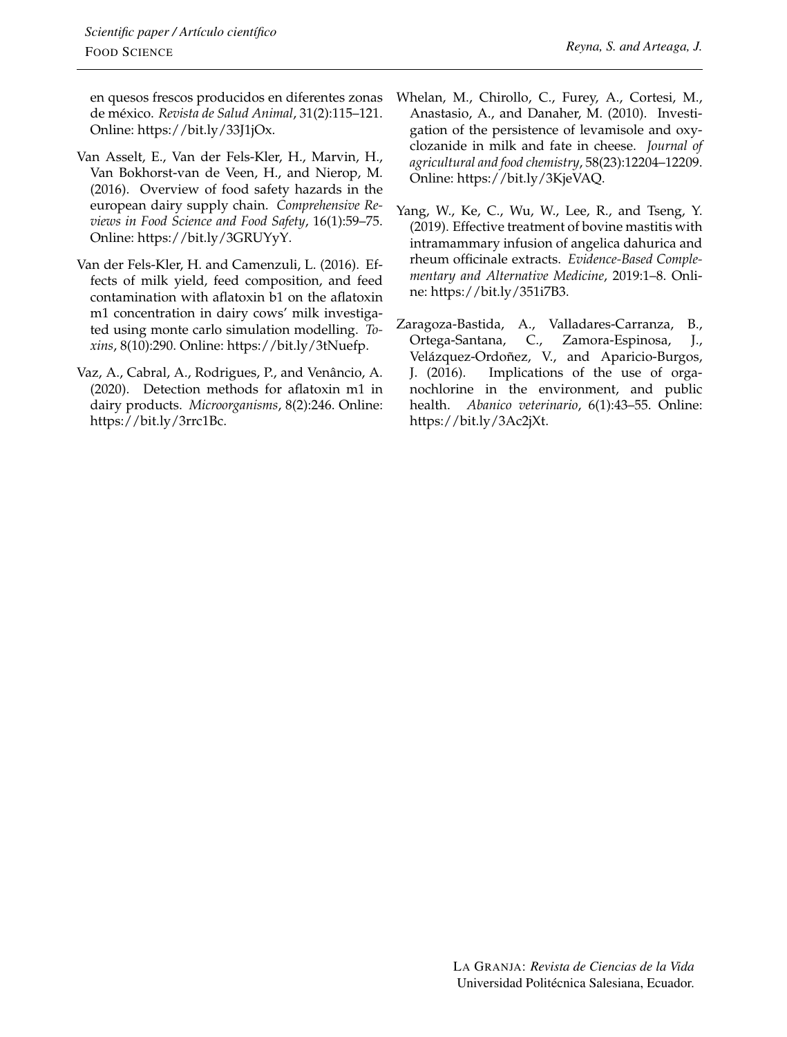en quesos frescos producidos en diferentes zonas de méxico. *Revista de Salud Animal*, 31(2):115–121. Online: https://bit.ly/33J1jOx.

Van Asselt, E., Van der Fels-Kler, H., Marvin, H., Van Bokhorst-van de Veen, H., and Nierop, M. (2016). Overview of food safety hazards in the european dairy supply chain. *Comprehensive Reviews in Food Science and Food Safety*, 16(1):59–75. Online: https://bit.ly/3GRUYyY.

Van der Fels-Kler, H. and Camenzuli, L. (2016). Effects of milk yield, feed composition, and feed contamination with aflatoxin b1 on the aflatoxin m1 concentration in dairy cows' milk investigated using monte carlo simulation modelling. *Toxins*, 8(10):290. Online: https://bit.ly/3tNuefp.

Vaz, A., Cabral, A., Rodrigues, P., and Venâncio, A. (2020). Detection methods for aflatoxin m1 in dairy products. *Microorganisms*, 8(2):246. Online: https://bit.ly/3rrc1Bc.

Whelan, M., Chirollo, C., Furey, A., Cortesi, M., Anastasio, A., and Danaher, M. (2010). Investigation of the persistence of levamisole and oxyclozanide in milk and fate in cheese. *Journal of agricultural and food chemistry*, 58(23):12204–12209. Online: https://bit.ly/3KjeVAQ.

Yang, W., Ke, C., Wu, W., Lee, R., and Tseng, Y. (2019). Effective treatment of bovine mastitis with intramammary infusion of angelica dahurica and rheum officinale extracts. *Evidence-Based Complementary and Alternative Medicine*, 2019:1–8. Online: https://bit.ly/351i7B3.

Zaragoza-Bastida, A., Valladares-Carranza, B., Ortega-Santana, C., Zamora-Espinosa, J., Velázquez-Ordoñez, V., and Aparicio-Burgos, J. (2016). Implications of the use of organochlorine in the environment, and public health. *Abanico veterinario*, 6(1):43–55. Online: https://bit.ly/3Ac2jXt.